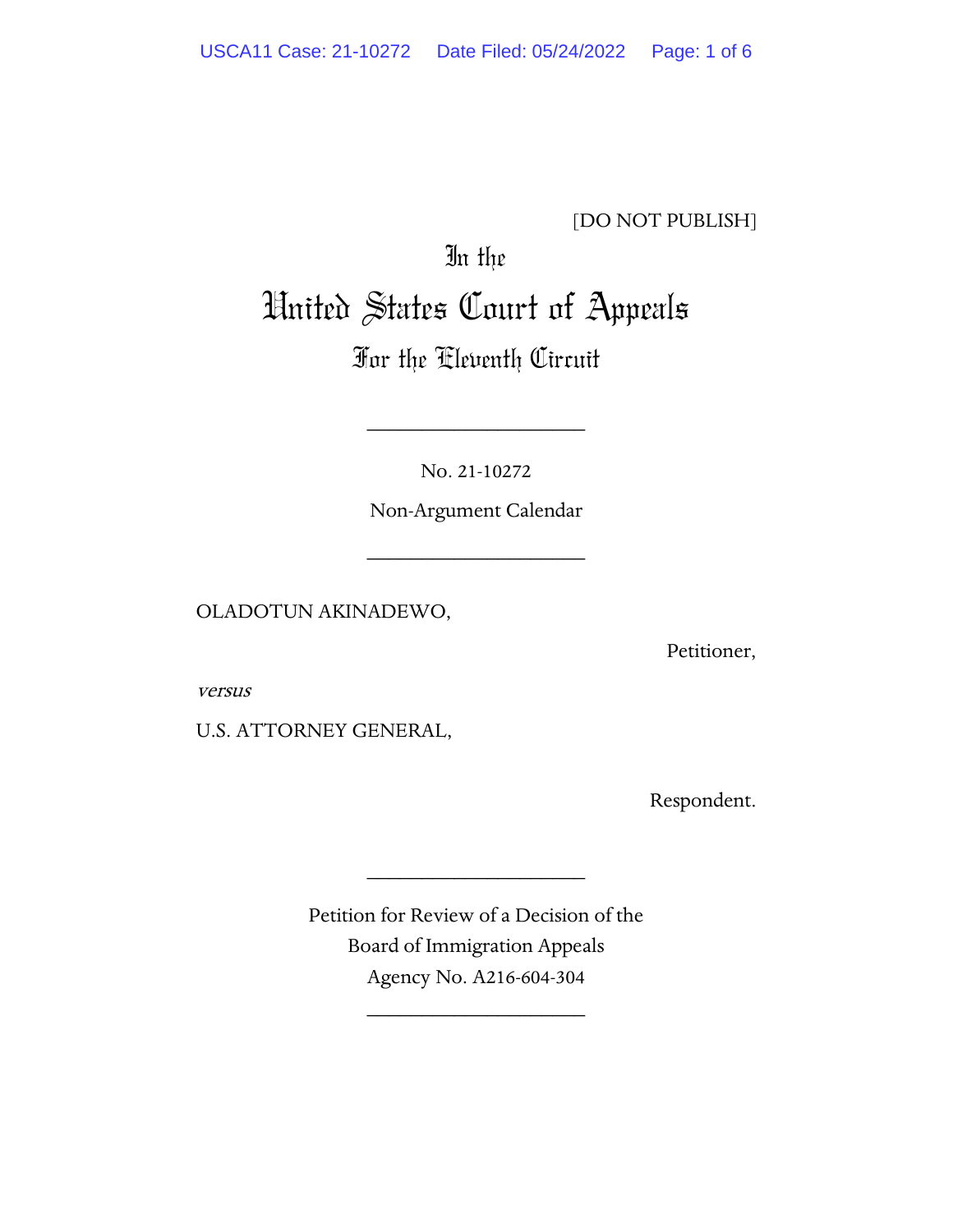[DO NOT PUBLISH]

In the

# United States Court of Appeals

## For the Eleventh Circuit

____________________

No. 21-10272

Non-Argument Calendar

____________________

OLADOTUN AKINADEWO,

Petitioner,

*versus*

U.S. ATTORNEY GENERAL,

Respondent.

____________________

Petition for Review of a Decision of the
Board of Immigration Appeals
Agency No. A216-604-304

____________________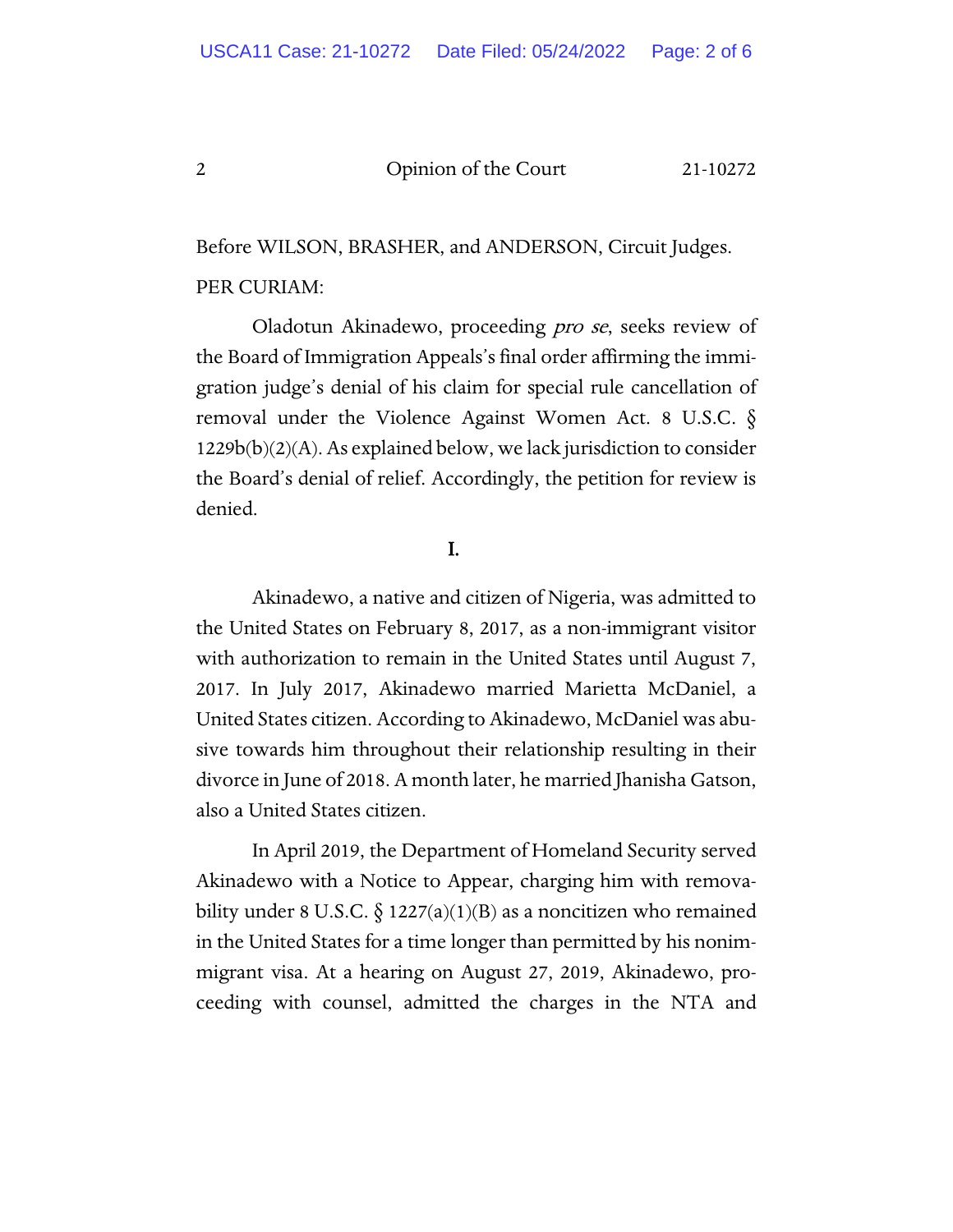Before WILSON, BRASHER, and ANDERSON, Circuit Judges.

PER CURIAM:

Oladotun Akinadewo, proceeding *pro se*, seeks review of the Board of Immigration Appeals's final order affirming the immigration judge's denial of his claim for special rule cancellation of removal under the Violence Against Women Act. 8 U.S.C. § 1229b(b)(2)(A). As explained below, we lack jurisdiction to consider the Board's denial of relief. Accordingly, the petition for review is denied.

## I.

Akinadewo, a native and citizen of Nigeria, was admitted to the United States on February 8, 2017, as a non-immigrant visitor with authorization to remain in the United States until August 7, 2017. In July 2017, Akinadewo married Marietta McDaniel, a United States citizen. According to Akinadewo, McDaniel was abusive towards him throughout their relationship resulting in their divorce in June of 2018. A month later, he married Jhanisha Gatson, also a United States citizen.

In April 2019, the Department of Homeland Security served Akinadewo with a Notice to Appear, charging him with removability under 8 U.S.C. § 1227(a)(1)(B) as a noncitizen who remained in the United States for a time longer than permitted by his nonimmigrant visa. At a hearing on August 27, 2019, Akinadewo, proceeding with counsel, admitted the charges in the NTA and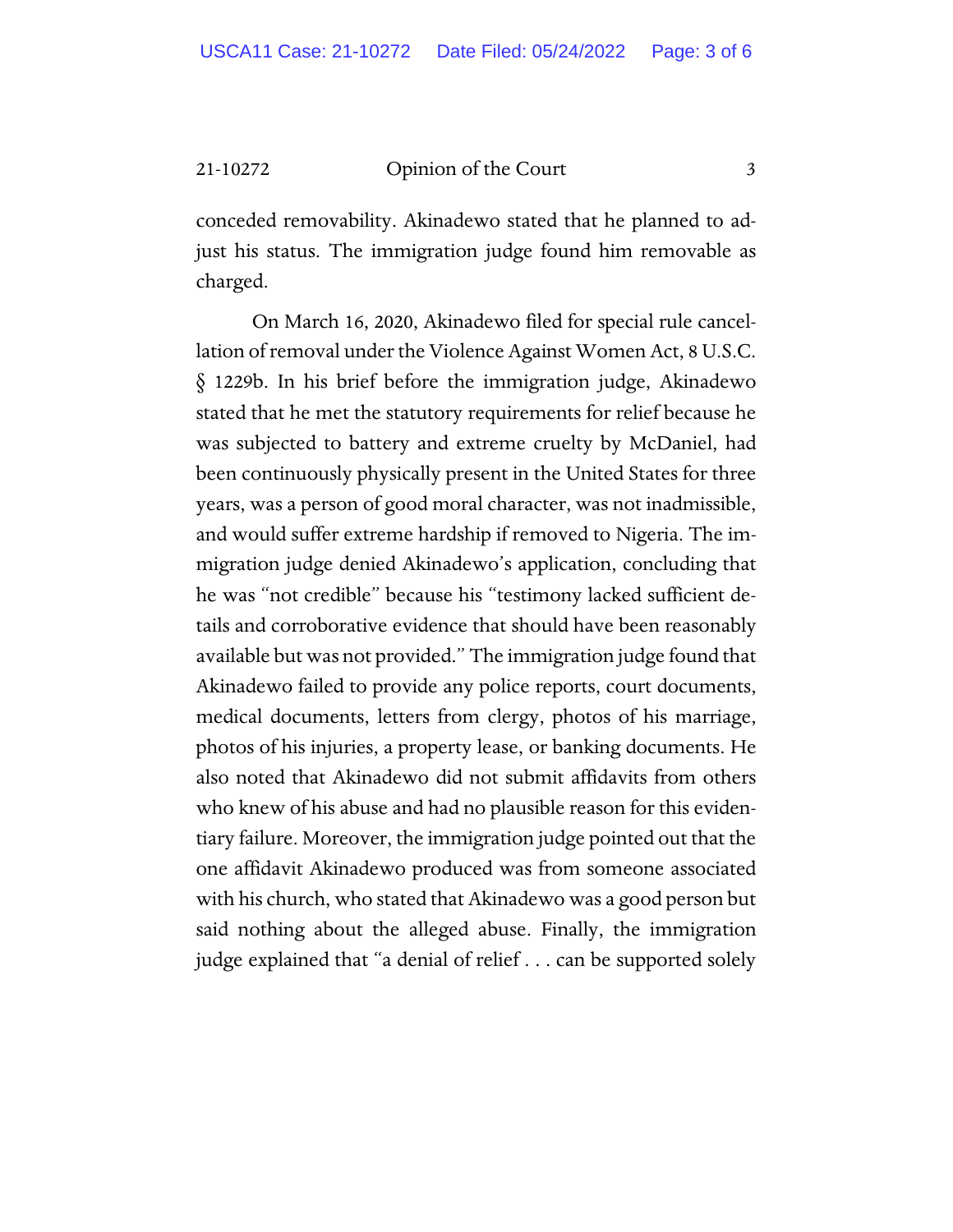conceded removability. Akinadewo stated that he planned to adjust his status. The immigration judge found him removable as charged.

On March 16, 2020, Akinadewo filed for special rule cancellation of removal under the Violence Against Women Act, 8 U.S.C. § 1229b. In his brief before the immigration judge, Akinadewo stated that he met the statutory requirements for relief because he was subjected to battery and extreme cruelty by McDaniel, had been continuously physically present in the United States for three years, was a person of good moral character, was not inadmissible, and would suffer extreme hardship if removed to Nigeria. The immigration judge denied Akinadewo's application, concluding that he was "not credible" because his "testimony lacked sufficient details and corroborative evidence that should have been reasonably available but was not provided." The immigration judge found that Akinadewo failed to provide any police reports, court documents, medical documents, letters from clergy, photos of his marriage, photos of his injuries, a property lease, or banking documents. He also noted that Akinadewo did not submit affidavits from others who knew of his abuse and had no plausible reason for this evidentiary failure. Moreover, the immigration judge pointed out that the one affidavit Akinadewo produced was from someone associated with his church, who stated that Akinadewo was a good person but said nothing about the alleged abuse. Finally, the immigration judge explained that "a denial of relief . . . can be supported solely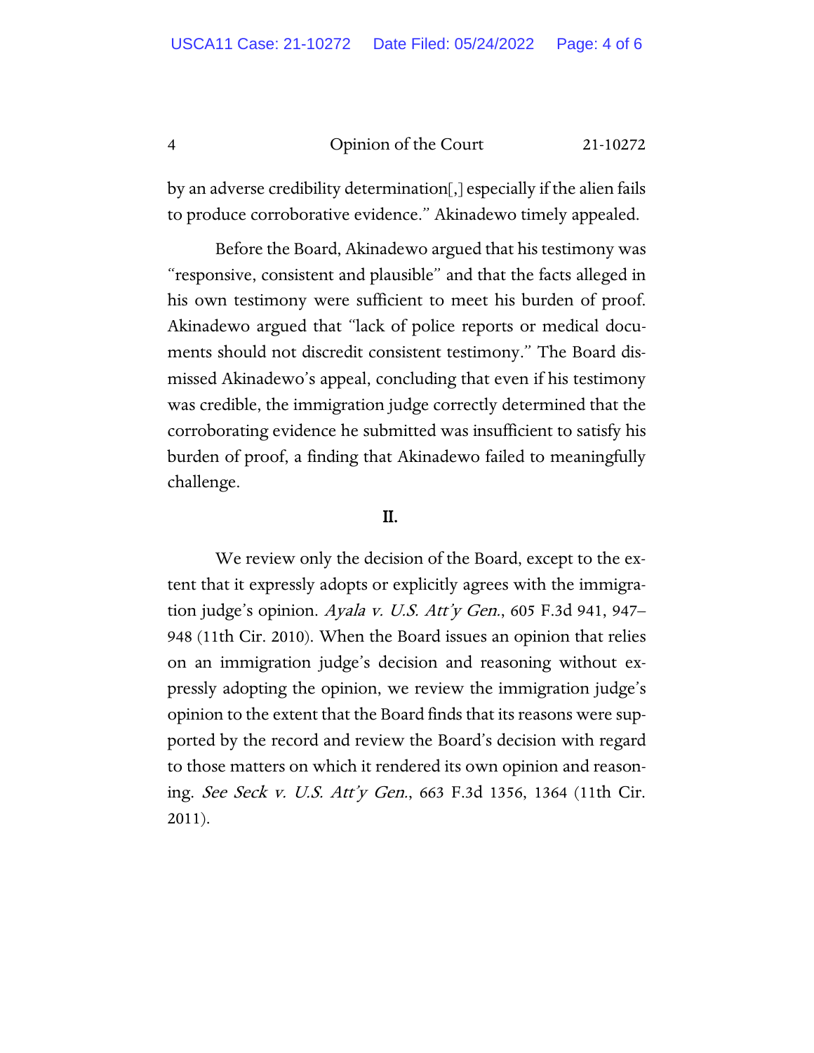by an adverse credibility determination[,] especially if the alien fails to produce corroborative evidence." Akinadewo timely appealed.

Before the Board, Akinadewo argued that his testimony was "responsive, consistent and plausible" and that the facts alleged in his own testimony were sufficient to meet his burden of proof. Akinadewo argued that "lack of police reports or medical documents should not discredit consistent testimony." The Board dismissed Akinadewo's appeal, concluding that even if his testimony was credible, the immigration judge correctly determined that the corroborating evidence he submitted was insufficient to satisfy his burden of proof, a finding that Akinadewo failed to meaningfully challenge.

## II.

We review only the decision of the Board, except to the extent that it expressly adopts or explicitly agrees with the immigration judge's opinion. *Ayala v. U.S. Att'y Gen.*, 605 F.3d 941, 947–948 (11th Cir. 2010). When the Board issues an opinion that relies on an immigration judge's decision and reasoning without expressly adopting the opinion, we review the immigration judge's opinion to the extent that the Board finds that its reasons were supported by the record and review the Board's decision with regard to those matters on which it rendered its own opinion and reasoning. *See Seck v. U.S. Att'y Gen.*, 663 F.3d 1356, 1364 (11th Cir. 2011).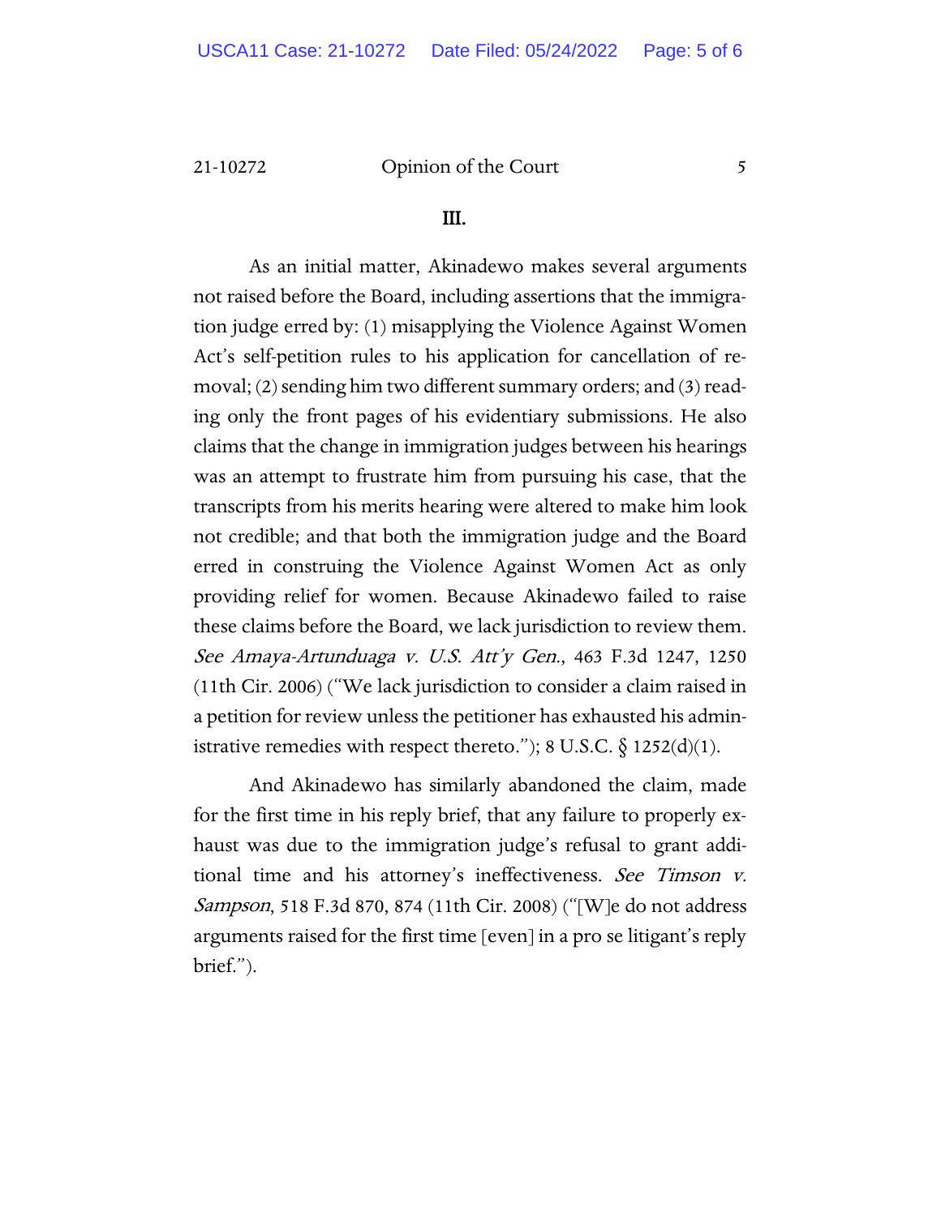## III.

As an initial matter, Akinadewo makes several arguments not raised before the Board, including assertions that the immigration judge erred by: (1) misapplying the Violence Against Women Act's self-petition rules to his application for cancellation of removal; (2) sending him two different summary orders; and (3) reading only the front pages of his evidentiary submissions. He also claims that the change in immigration judges between his hearings was an attempt to frustrate him from pursuing his case, that the transcripts from his merits hearing were altered to make him look not credible; and that both the immigration judge and the Board erred in construing the Violence Against Women Act as only providing relief for women. Because Akinadewo failed to raise these claims before the Board, we lack jurisdiction to review them. *See Amaya-Artunduaga v. U.S. Att'y Gen.*, 463 F.3d 1247, 1250 (11th Cir. 2006) ("We lack jurisdiction to consider a claim raised in a petition for review unless the petitioner has exhausted his administrative remedies with respect thereto."); 8 U.S.C. § 1252(d)(1).

And Akinadewo has similarly abandoned the claim, made for the first time in his reply brief, that any failure to properly exhaust was due to the immigration judge's refusal to grant additional time and his attorney's ineffectiveness. *See Timson v. Sampson*, 518 F.3d 870, 874 (11th Cir. 2008) ("[W]e do not address arguments raised for the first time [even] in a pro se litigant's reply brief.").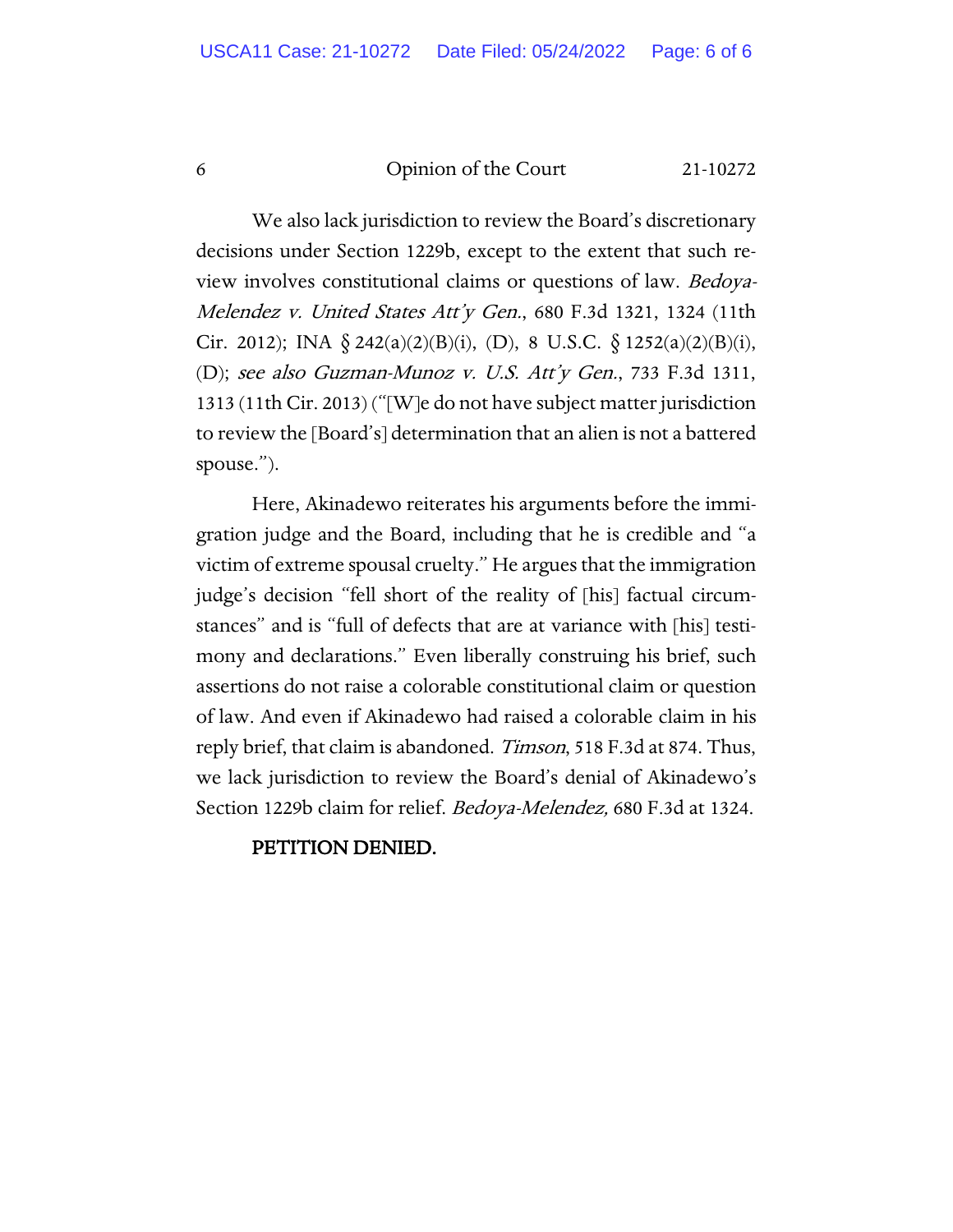We also lack jurisdiction to review the Board's discretionary decisions under Section 1229b, except to the extent that such review involves constitutional claims or questions of law. *Bedoya-Melendez v. United States Att'y Gen.*, 680 F.3d 1321, 1324 (11th Cir. 2012); INA § 242(a)(2)(B)(i), (D), 8 U.S.C. § 1252(a)(2)(B)(i), (D); *see also Guzman-Munoz v. U.S. Att'y Gen.*, 733 F.3d 1311, 1313 (11th Cir. 2013) ("[W]e do not have subject matter jurisdiction to review the [Board's] determination that an alien is not a battered spouse.").

Here, Akinadewo reiterates his arguments before the immigration judge and the Board, including that he is credible and "a victim of extreme spousal cruelty." He argues that the immigration judge's decision "fell short of the reality of [his] factual circumstances" and is "full of defects that are at variance with [his] testimony and declarations." Even liberally construing his brief, such assertions do not raise a colorable constitutional claim or question of law. And even if Akinadewo had raised a colorable claim in his reply brief, that claim is abandoned. *Timson*, 518 F.3d at 874. Thus, we lack jurisdiction to review the Board's denial of Akinadewo's Section 1229b claim for relief. *Bedoya-Melendez,* 680 F.3d at 1324.

**PETITION DENIED.**